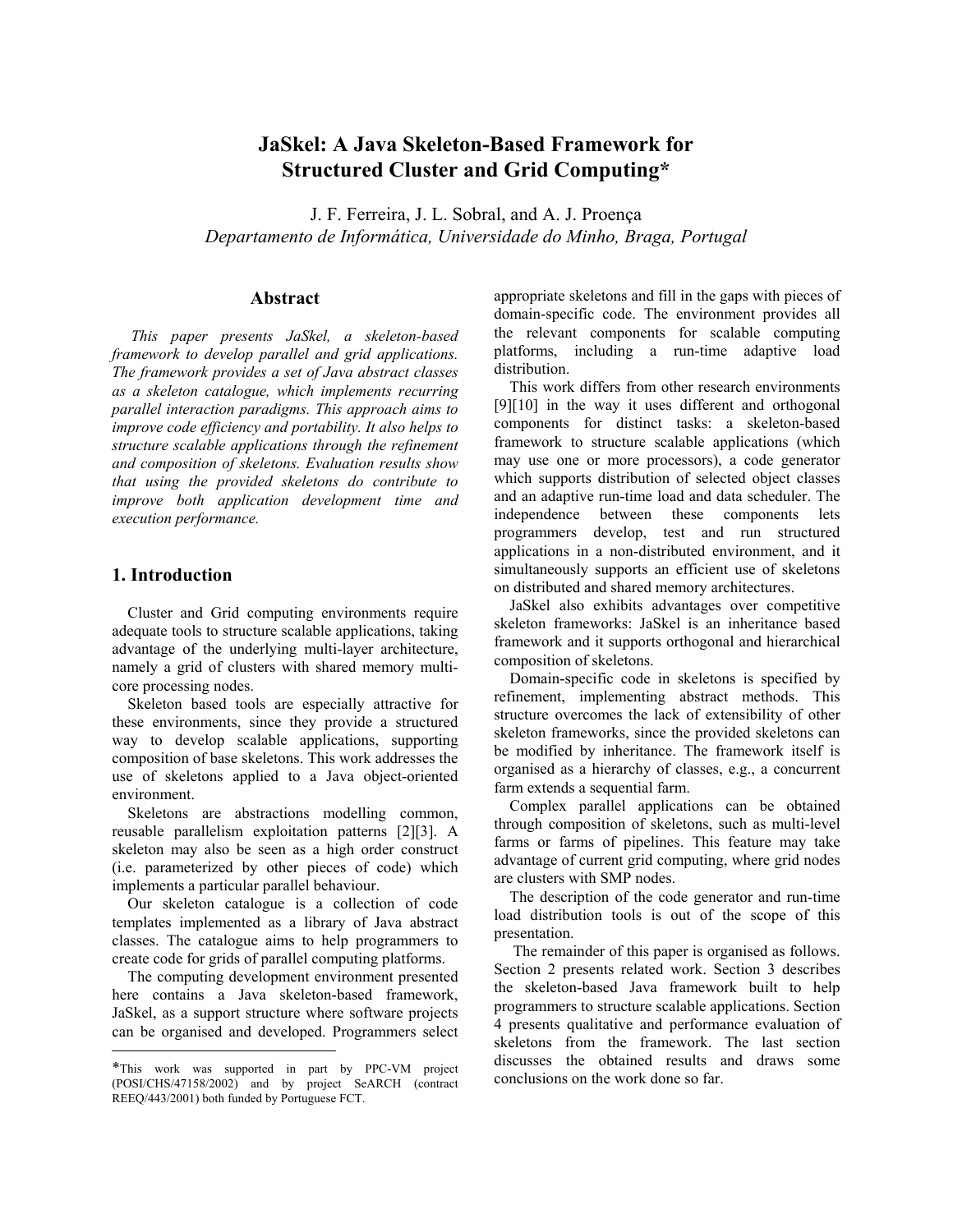# JaSkel: A Java Skeleton-Based Framework for Structured Cluster and Grid Computing*

J. F. Ferreira, J. L. Sobral, and A. J. Proença
*Departamento de Informática, Universidade do Minho, Braga, Portugal*

## Abstract

*This paper presents JaSkel, a skeleton-based framework to develop parallel and grid applications. The framework provides a set of Java abstract classes as a skeleton catalogue, which implements recurring parallel interaction paradigms. This approach aims to improve code efficiency and portability. It also helps to structure scalable applications through the refinement and composition of skeletons. Evaluation results show that using the provided skeletons do contribute to improve both application development time and execution performance.*

## 1. Introduction

Cluster and Grid computing environments require adequate tools to structure scalable applications, taking advantage of the underlying multi-layer architecture, namely a grid of clusters with shared memory multi-core processing nodes.

Skeleton based tools are especially attractive for these environments, since they provide a structured way to develop scalable applications, supporting composition of base skeletons. This work addresses the use of skeletons applied to a Java object-oriented environment.

Skeletons are abstractions modelling common, reusable parallelism exploitation patterns [2][3]. A skeleton may also be seen as a high order construct (i.e. parameterized by other pieces of code) which implements a particular parallel behaviour.

Our skeleton catalogue is a collection of code templates implemented as a library of Java abstract classes. The catalogue aims to help programmers to create code for grids of parallel computing platforms.

The computing development environment presented here contains a Java skeleton-based framework, JaSkel, as a support structure where software projects can be organised and developed. Programmers select appropriate skeletons and fill in the gaps with pieces of domain-specific code. The environment provides all the relevant components for scalable computing platforms, including a run-time adaptive load distribution.

This work differs from other research environments [9][10] in the way it uses different and orthogonal components for distinct tasks: a skeleton-based framework to structure scalable applications (which may use one or more processors), a code generator which supports distribution of selected object classes and an adaptive run-time load and data scheduler. The independence between these components lets programmers develop, test and run structured applications in a non-distributed environment, and it simultaneously supports an efficient use of skeletons on distributed and shared memory architectures.

JaSkel also exhibits advantages over competitive skeleton frameworks: JaSkel is an inheritance based framework and it supports orthogonal and hierarchical composition of skeletons.

Domain-specific code in skeletons is specified by refinement, implementing abstract methods. This structure overcomes the lack of extensibility of other skeleton frameworks, since the provided skeletons can be modified by inheritance. The framework itself is organised as a hierarchy of classes, e.g., a concurrent farm extends a sequential farm.

Complex parallel applications can be obtained through composition of skeletons, such as multi-level farms or farms of pipelines. This feature may take advantage of current grid computing, where grid nodes are clusters with SMP nodes.

The description of the code generator and run-time load distribution tools is out of the scope of this presentation.

The remainder of this paper is organised as follows. Section 2 presents related work. Section 3 describes the skeleton-based Java framework built to help programmers to structure scalable applications. Section 4 presents qualitative and performance evaluation of skeletons from the framework. The last section discusses the obtained results and draws some conclusions on the work done so far.

---

*This work was supported in part by PPC-VM project (POSI/CHS/47158/2002) and by project SeARCH (contract REEQ/443/2001) both funded by Portuguese FCT.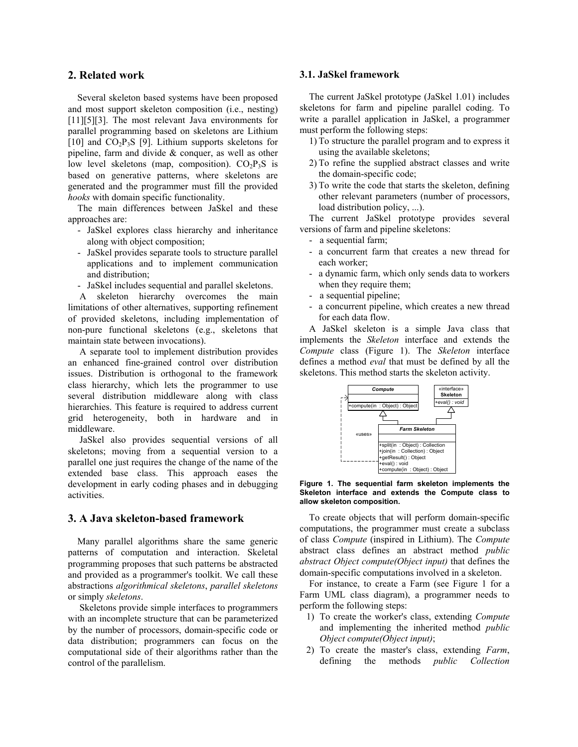## 2. Related work

Several skeleton based systems have been proposed and most support skeleton composition (i.e., nesting) [11][5][3]. The most relevant Java environments for parallel programming based on skeletons are Lithium [10] and $CO_2P_3S$ [9]. Lithium supports skeletons for pipeline, farm and divide & conquer, as well as other low level skeletons (map, composition). $CO_2P_3S$ is based on generative patterns, where skeletons are generated and the programmer must fill the provided *hooks* with domain specific functionality.

The main differences between JaSkel and these approaches are:

- JaSkel explores class hierarchy and inheritance along with object composition;
- JaSkel provides separate tools to structure parallel applications and to implement communication and distribution;
- JaSkel includes sequential and parallel skeletons.

A skeleton hierarchy overcomes the main limitations of other alternatives, supporting refinement of provided skeletons, including implementation of non-pure functional skeletons (e.g., skeletons that maintain state between invocations).

A separate tool to implement distribution provides an enhanced fine-grained control over distribution issues. Distribution is orthogonal to the framework class hierarchy, which lets the programmer to use several distribution middleware along with class hierarchies. This feature is required to address current grid heterogeneity, both in hardware and in middleware.

JaSkel also provides sequential versions of all skeletons; moving from a sequential version to a parallel one just requires the change of the name of the extended base class. This approach eases the development in early coding phases and in debugging activities.

## 3. A Java skeleton-based framework

Many parallel algorithms share the same generic patterns of computation and interaction. Skeletal programming proposes that such patterns be abstracted and provided as a programmer's toolkit. We call these abstractions *algorithmical skeletons*, *parallel skeletons* or simply *skeletons*.

Skeletons provide simple interfaces to programmers with an incomplete structure that can be parameterized by the number of processors, domain-specific code or data distribution; programmers can focus on the computational side of their algorithms rather than the control of the parallelism.

### 3.1. JaSkel framework

The current JaSkel prototype (JaSkel 1.01) includes skeletons for farm and pipeline parallel coding. To write a parallel application in JaSkel, a programmer must perform the following steps:

1) To structure the parallel program and to express it using the available skeletons;
2) To refine the supplied abstract classes and write the domain-specific code;
3) To write the code that starts the skeleton, defining other relevant parameters (number of processors, load distribution policy, ...).

The current JaSkel prototype provides several versions of farm and pipeline skeletons:

- a sequential farm;
- a concurrent farm that creates a new thread for each worker;
- a dynamic farm, which only sends data to workers when they require them;
- a sequential pipeline;
- a concurrent pipeline, which creates a new thread for each data flow.

A JaSkel skeleton is a simple Java class that implements the *Skeleton* interface and extends the *Compute* class (Figure 1). The *Skeleton* interface defines a method *eval* that must be defined by all the skeletons. This method starts the skeleton activity.

**Figure 1. The sequential farm skeleton implements the Skeleton interface and extends the Compute class to allow skeleton composition.**

To create objects that will perform domain-specific computations, the programmer must create a subclass of class *Compute* (inspired in Lithium). The *Compute* abstract class defines an abstract method *public abstract Object compute(Object input)* that defines the domain-specific computations involved in a skeleton.

For instance, to create a Farm (see Figure 1 for a Farm UML class diagram), a programmer needs to perform the following steps:

1) To create the worker's class, extending *Compute* and implementing the inherited method *public Object compute(Object input)*;
2) To create the master's class, extending *Farm*, defining the methods *public Collection*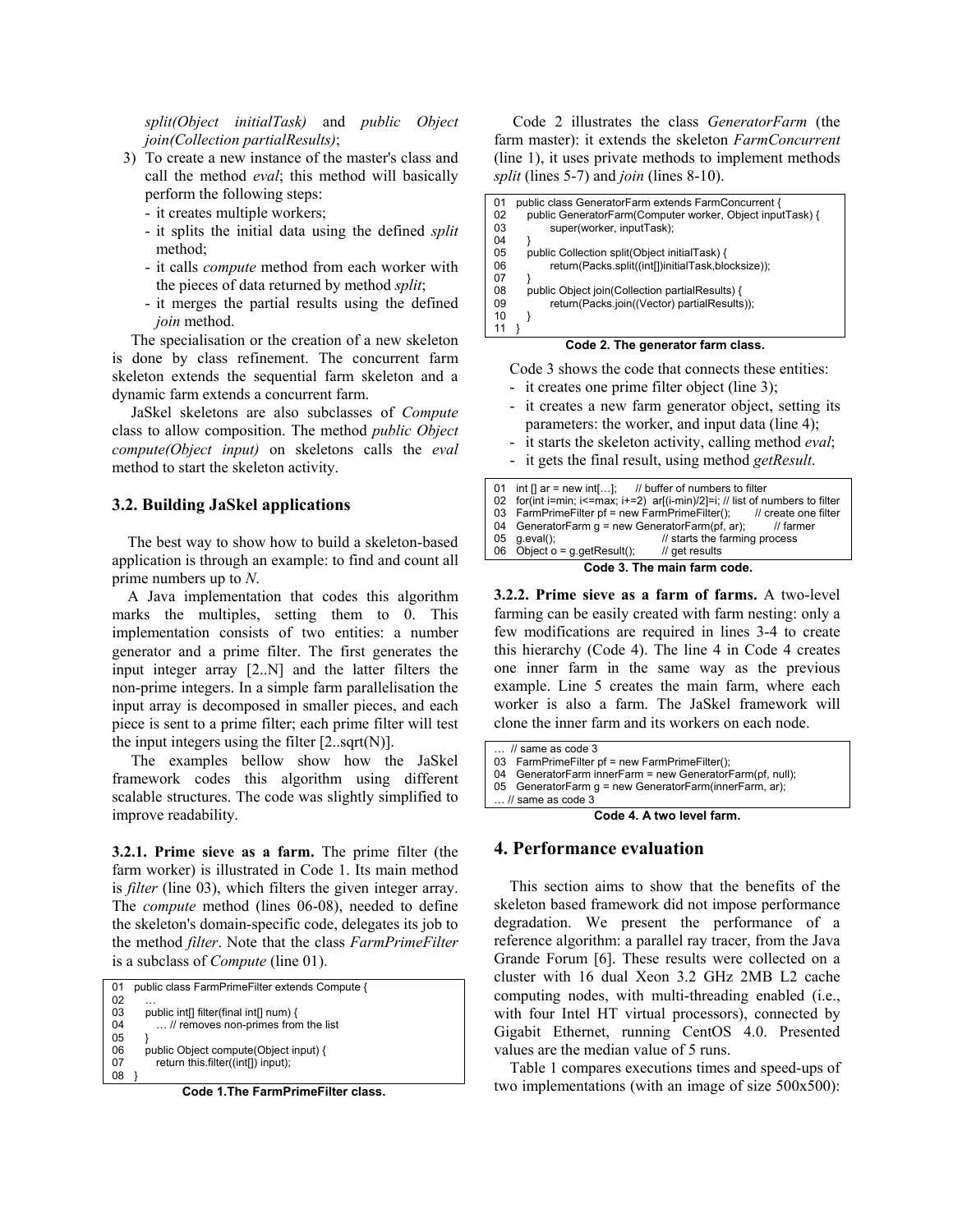*split(Object initialTask)* and *public Object join(Collection partialResults)*;

3) To create a new instance of the master's class and call the method *eval*; this method will basically perform the following steps:
   - it creates multiple workers;
   - it splits the initial data using the defined *split* method;
   - it calls *compute* method from each worker with the pieces of data returned by method *split*;
   - it merges the partial results using the defined *join* method.

The specialisation or the creation of a new skeleton is done by class refinement. The concurrent farm skeleton extends the sequential farm skeleton and a dynamic farm extends a concurrent farm.

JaSkel skeletons are also subclasses of *Compute* class to allow composition. The method *public Object compute(Object input)* on skeletons calls the *eval* method to start the skeleton activity.

### 3.2. Building JaSkel applications

The best way to show how to build a skeleton-based application is through an example: to find and count all prime numbers up to *N*.

A Java implementation that codes this algorithm marks the multiples, setting them to 0. This implementation consists of two entities: a number generator and a prime filter. The first generates the input integer array [2..N] and the latter filters the non-prime integers. In a simple farm parallelisation the input array is decomposed in smaller pieces, and each piece is sent to a prime filter; each prime filter will test the input integers using the filter [2..sqrt(N)].

The examples bellow show how the JaSkel framework codes this algorithm using different scalable structures. The code was slightly simplified to improve readability.

**3.2.1. Prime sieve as a farm.** The prime filter (the farm worker) is illustrated in Code 1. Its main method is *filter* (line 03), which filters the given integer array. The *compute* method (lines 06-08), needed to define the skeleton's domain-specific code, delegates its job to the method *filter*. Note that the class *FarmPrimeFilter* is a subclass of *Compute* (line 01).

```
01   public class FarmPrimeFilter extends Compute {
02       …
03       public int[] filter(final int[] num) {
04           … // removes non-primes from the list
05       }
06       public Object compute(Object input) {
07           return this.filter((int[]) input);
08   }
```

**Code 1.The FarmPrimeFilter class.**

Code 2 illustrates the class *GeneratorFarm* (the farm master): it extends the skeleton *FarmConcurrent* (line 1), it uses private methods to implement methods *split* (lines 5-7) and *join* (lines 8-10).

```
01   public class GeneratorFarm extends FarmConcurrent {
02       public GeneratorFarm(Computer worker, Object inputTask) {
03             super(worker, inputTask);
04       }
05       public Collection split(Object initialTask) {
06             return(Packs.split((int[])initialTask,blocksize));
07       }
08       public Object join(Collection partialResults) {
09             return(Packs.join((Vector) partialResults));
10       }
11   }
```

**Code 2. The generator farm class.**

Code 3 shows the code that connects these entities:

- it creates one prime filter object (line 3);
- it creates a new farm generator object, setting its parameters: the worker, and input data (line 4);
- it starts the skeleton activity, calling method *eval*;
- it gets the final result, using method *getResult*.

```
01   int [] ar = new int[…];      // buffer of numbers to filter
02   for(int i=min; i<=max; i+=2)  ar[(i-min)/2]=i; // list of numbers to filter
03   FarmPrimeFilter pf = new FarmPrimeFilter();      // create one filter
04   GeneratorFarm g = new GeneratorFarm(pf, ar);        // farmer
05   g.eval();                              // starts the farming process
06   Object o = g.getResult();        // get results
```

**Code 3. The main farm code.**

**3.2.2. Prime sieve as a farm of farms.** A two-level farming can be easily created with farm nesting: only a few modifications are required in lines 3-4 to create this hierarchy (Code 4). The line 4 in Code 4 creates one inner farm in the same way as the previous example. Line 5 creates the main farm, where each worker is also a farm. The JaSkel framework will clone the inner farm and its workers on each node.

```
… // same as code 3
03   FarmPrimeFilter pf = new FarmPrimeFilter();
04   GeneratorFarm innerFarm = new GeneratorFarm(pf, null);
05   GeneratorFarm g = new GeneratorFarm(innerFarm, ar);
… // same as code 3
```

**Code 4. A two level farm.**

## 4. Performance evaluation

This section aims to show that the benefits of the skeleton based framework did not impose performance degradation. We present the performance of a reference algorithm: a parallel ray tracer, from the Java Grande Forum [6]. These results were collected on a cluster with 16 dual Xeon 3.2 GHz 2MB L2 cache computing nodes, with multi-threading enabled (i.e., with four Intel HT virtual processors), connected by Gigabit Ethernet, running CentOS 4.0. Presented values are the median value of 5 runs.

Table 1 compares executions times and speed-ups of two implementations (with an image of size 500x500):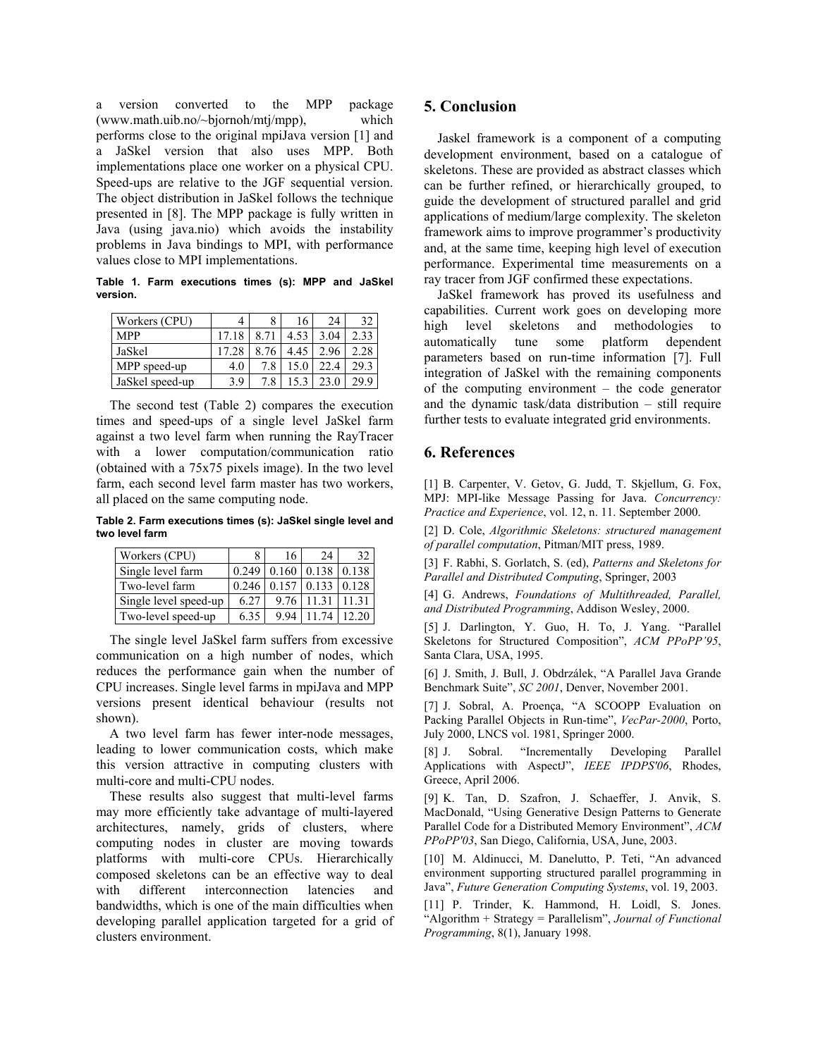a version converted to the MPP package (www.math.uib.no/~bjornoh/mtj/mpp), which performs close to the original mpiJava version [1] and a JaSkel version that also uses MPP. Both implementations place one worker on a physical CPU. Speed-ups are relative to the JGF sequential version. The object distribution in JaSkel follows the technique presented in [8]. The MPP package is fully written in Java (using java.nio) which avoids the instability problems in Java bindings to MPI, with performance values close to MPI implementations.

**Table 1. Farm executions times (s): MPP and JaSkel version.**

| Workers (CPU) | 4 | 8 | 16 | 24 | 32 |
|---|---|---|---|---|---|
| MPP | 17.18 | 8.71 | 4.53 | 3.04 | 2.33 |
| JaSkel | 17.28 | 8.76 | 4.45 | 2.96 | 2.28 |
| MPP speed-up | 4.0 | 7.8 | 15.0 | 22.4 | 29.3 |
| JaSkel speed-up | 3.9 | 7.8 | 15.3 | 23.0 | 29.9 |

The second test (Table 2) compares the execution times and speed-ups of a single level JaSkel farm against a two level farm when running the RayTracer with a lower computation/communication ratio (obtained with a 75x75 pixels image). In the two level farm, each second level farm master has two workers, all placed on the same computing node.

**Table 2. Farm executions times (s): JaSkel single level and two level farm**

| Workers (CPU) | 8 | 16 | 24 | 32 |
|---|---|---|---|---|
| Single level farm | 0.249 | 0.160 | 0.138 | 0.138 |
| Two-level farm | 0.246 | 0.157 | 0.133 | 0.128 |
| Single level speed-up | 6.27 | 9.76 | 11.31 | 11.31 |
| Two-level speed-up | 6.35 | 9.94 | 11.74 | 12.20 |

The single level JaSkel farm suffers from excessive communication on a high number of nodes, which reduces the performance gain when the number of CPU increases. Single level farms in mpiJava and MPP versions present identical behaviour (results not shown).

A two level farm has fewer inter-node messages, leading to lower communication costs, which make this version attractive in computing clusters with multi-core and multi-CPU nodes.

These results also suggest that multi-level farms may more efficiently take advantage of multi-layered architectures, namely, grids of clusters, where computing nodes in cluster are moving towards platforms with multi-core CPUs. Hierarchically composed skeletons can be an effective way to deal with different interconnection latencies and bandwidths, which is one of the main difficulties when developing parallel application targeted for a grid of clusters environment.

## 5. Conclusion

Jaskel framework is a component of a computing development environment, based on a catalogue of skeletons. These are provided as abstract classes which can be further refined, or hierarchically grouped, to guide the development of structured parallel and grid applications of medium/large complexity. The skeleton framework aims to improve programmer's productivity and, at the same time, keeping high level of execution performance. Experimental time measurements on a ray tracer from JGF confirmed these expectations.

JaSkel framework has proved its usefulness and capabilities. Current work goes on developing more high level skeletons and methodologies to automatically tune some platform dependent parameters based on run-time information [7]. Full integration of JaSkel with the remaining components of the computing environment – the code generator and the dynamic task/data distribution – still require further tests to evaluate integrated grid environments.

## 6. References

[1] B. Carpenter, V. Getov, G. Judd, T. Skjellum, G. Fox, MPJ: MPI-like Message Passing for Java. *Concurrency: Practice and Experience*, vol. 12, n. 11. September 2000.

[2] D. Cole, *Algorithmic Skeletons: structured management of parallel computation*, Pitman/MIT press, 1989.

[3] F. Rabhi, S. Gorlatch, S. (ed), *Patterns and Skeletons for Parallel and Distributed Computing*, Springer, 2003

[4] G. Andrews, *Foundations of Multithreaded, Parallel, and Distributed Programming*, Addison Wesley, 2000.

[5] J. Darlington, Y. Guo, H. To, J. Yang. "Parallel Skeletons for Structured Composition", *ACM PPoPP'95*, Santa Clara, USA, 1995.

[6] J. Smith, J. Bull, J. Obdrzálek, "A Parallel Java Grande Benchmark Suite", *SC 2001*, Denver, November 2001.

[7] J. Sobral, A. Proença, "A SCOOPP Evaluation on Packing Parallel Objects in Run-time", *VecPar-2000*, Porto, July 2000, LNCS vol. 1981, Springer 2000.

[8] J. Sobral. "Incrementally Developing Parallel Applications with AspectJ", *IEEE IPDPS'06*, Rhodes, Greece, April 2006.

[9] K. Tan, D. Szafron, J. Schaeffer, J. Anvik, S. MacDonald, "Using Generative Design Patterns to Generate Parallel Code for a Distributed Memory Environment", *ACM PPoPP'03*, San Diego, California, USA, June, 2003.

[10] M. Aldinucci, M. Danelutto, P. Teti, "An advanced environment supporting structured parallel programming in Java", *Future Generation Computing Systems*, vol. 19, 2003.

[11] P. Trinder, K. Hammond, H. Loidl, S. Jones. "Algorithm + Strategy = Parallelism", *Journal of Functional Programming*, 8(1), January 1998.